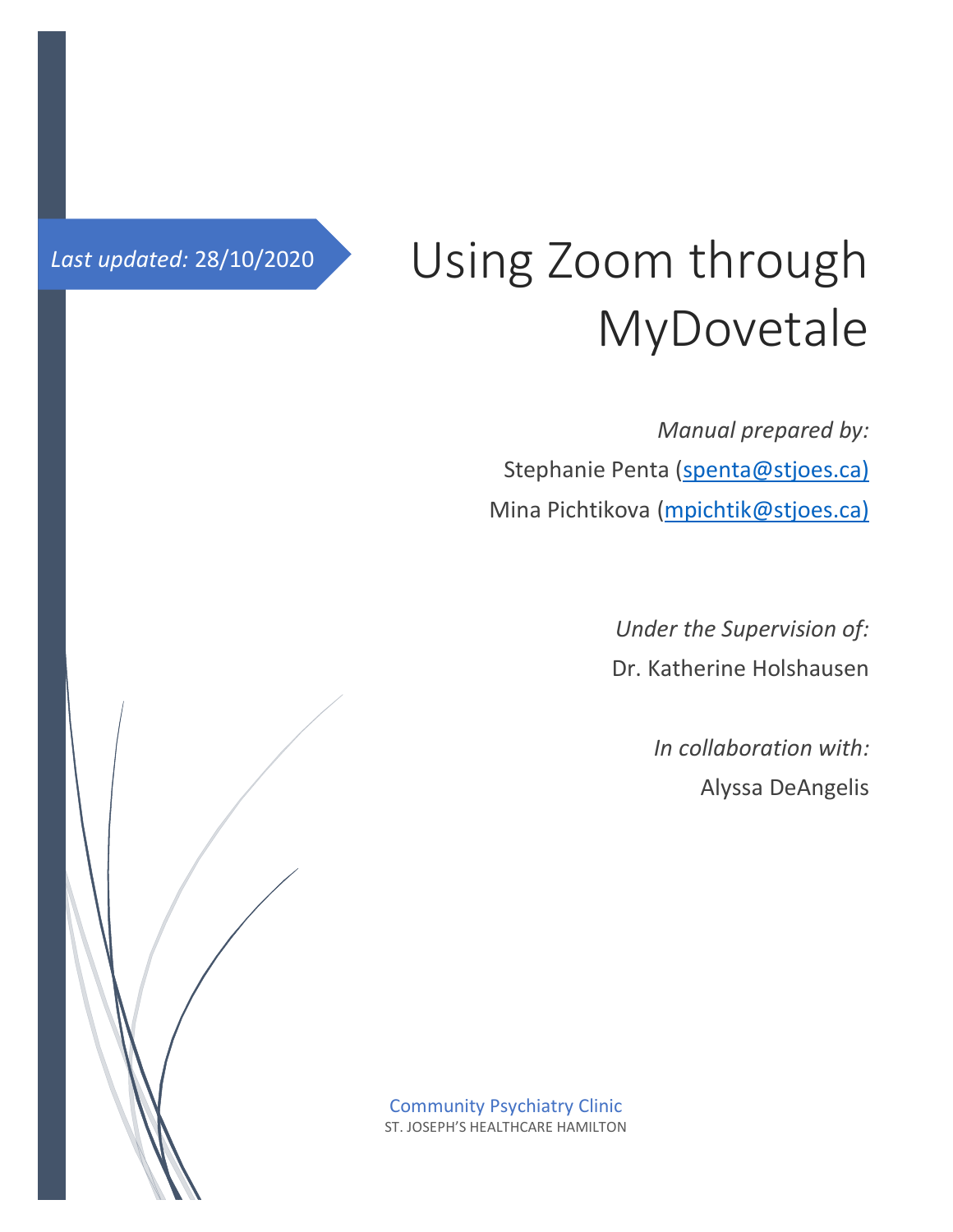*Last updated:* 28/10/2020

# Using Zoom through MyDovetale

*Manual prepared by:*

Stephanie Penta (spenta@stjoes.ca)

Mina Pichtikova (mpichtik@stjoes.ca)

*Under the Supervision of:*

Dr. Katherine Holshausen

*In collaboration with:*

Alyssa DeAngelis

Community Psychiatry Clinic

ST. JOSEPH'S HEALTHCARE HAMILTON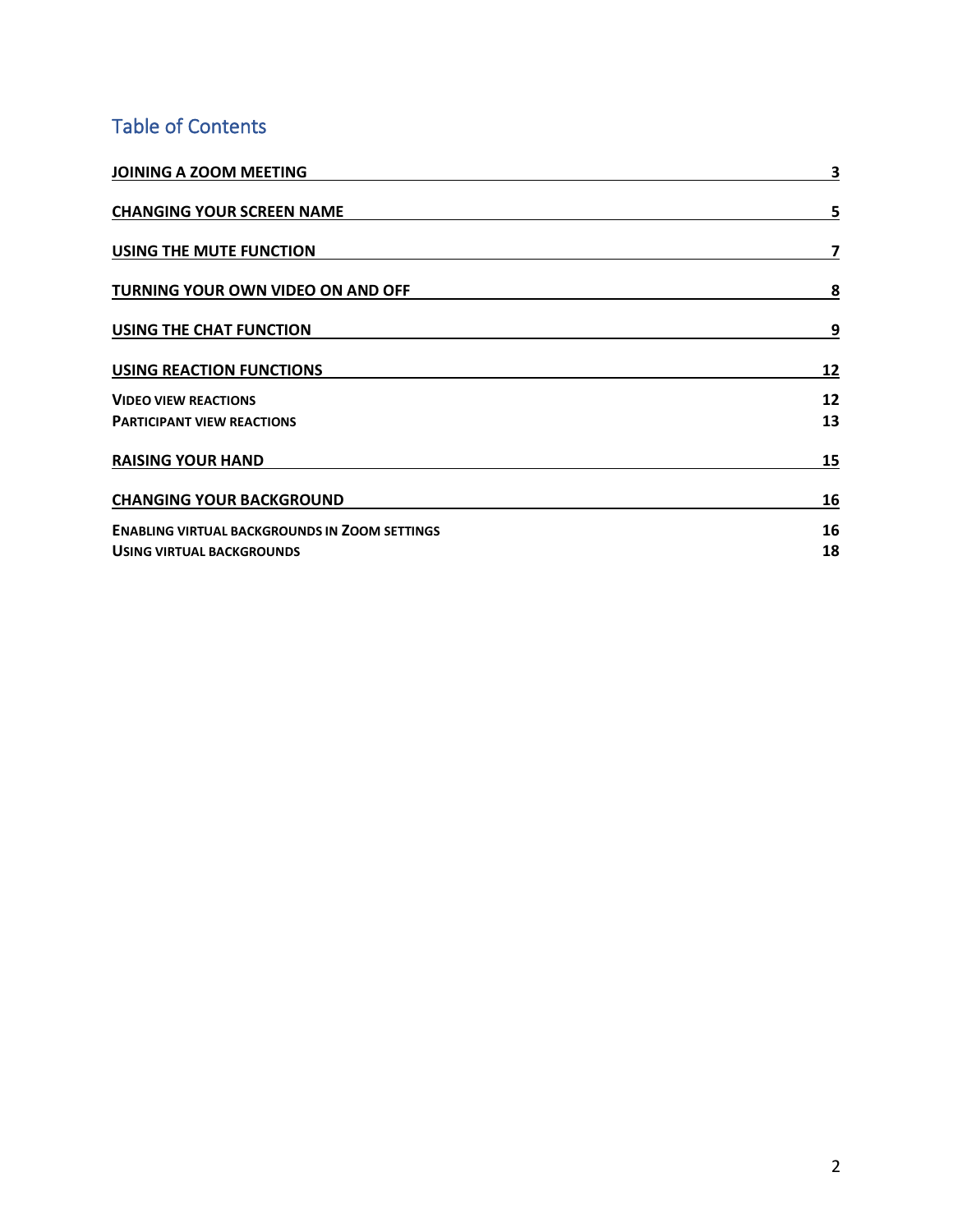## Table of Contents

| | |
|---|---|
| **JOINING A ZOOM MEETING** | **3** |
| **CHANGING YOUR SCREEN NAME** | **5** |
| **USING THE MUTE FUNCTION** | **7** |
| **TURNING YOUR OWN VIDEO ON AND OFF** | **8** |
| **USING THE CHAT FUNCTION** | **9** |
| **USING REACTION FUNCTIONS** | **12** |
| **VIDEO VIEW REACTIONS** | **12** |
| **PARTICIPANT VIEW REACTIONS** | **13** |
| **RAISING YOUR HAND** | **15** |
| **CHANGING YOUR BACKGROUND** | **16** |
| **ENABLING VIRTUAL BACKGROUNDS IN ZOOM SETTINGS** | **16** |
| **USING VIRTUAL BACKGROUNDS** | **18** |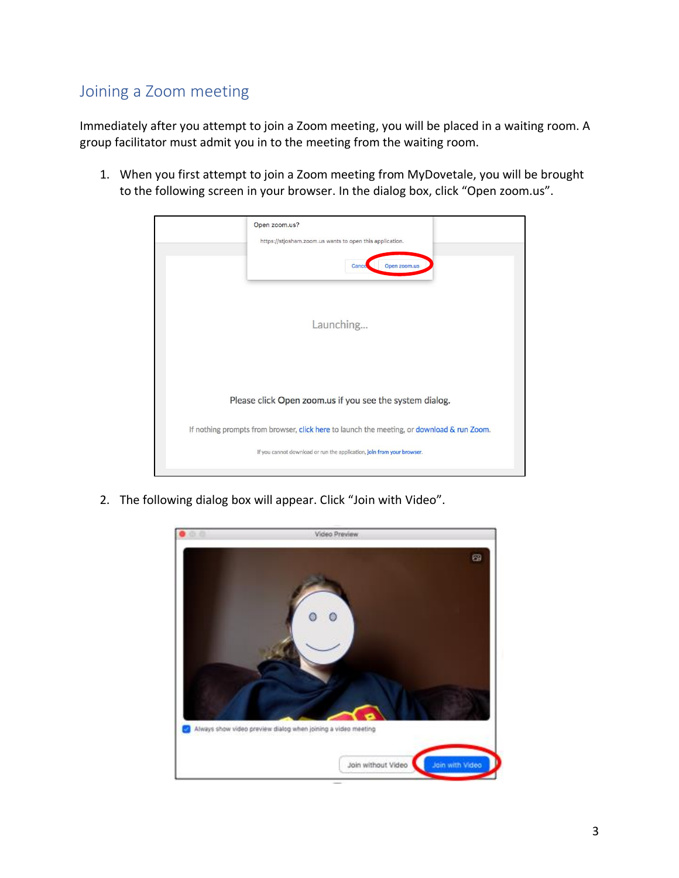## Joining a Zoom meeting

Immediately after you attempt to join a Zoom meeting, you will be placed in a waiting room. A group facilitator must admit you in to the meeting from the waiting room.

1. When you first attempt to join a Zoom meeting from MyDovetale, you will be brought to the following screen in your browser. In the dialog box, click "Open zoom.us".

2. The following dialog box will appear. Click "Join with Video".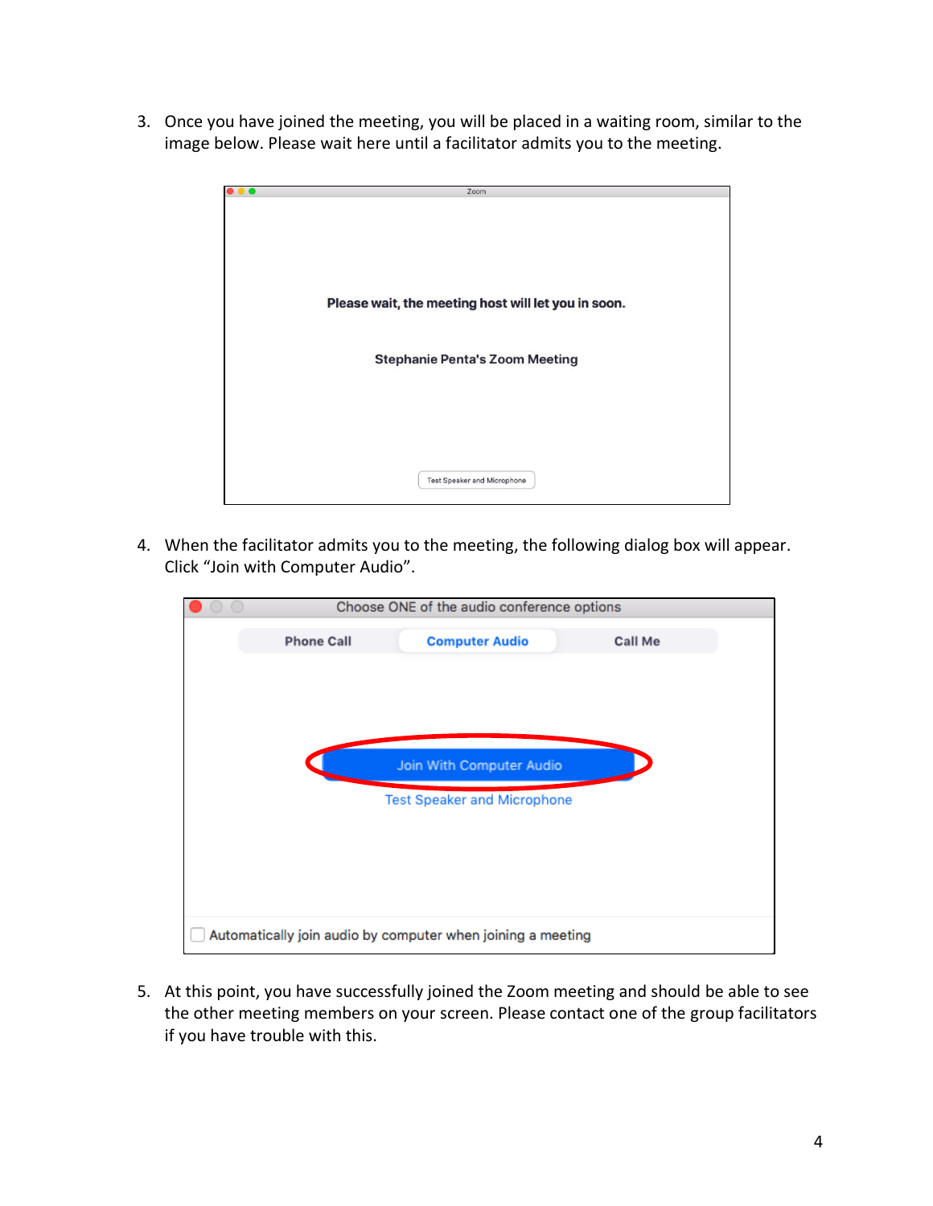3. Once you have joined the meeting, you will be placed in a waiting room, similar to the image below. Please wait here until a facilitator admits you to the meeting.

4. When the facilitator admits you to the meeting, the following dialog box will appear. Click "Join with Computer Audio".

5. At this point, you have successfully joined the Zoom meeting and should be able to see the other meeting members on your screen. Please contact one of the group facilitators if you have trouble with this.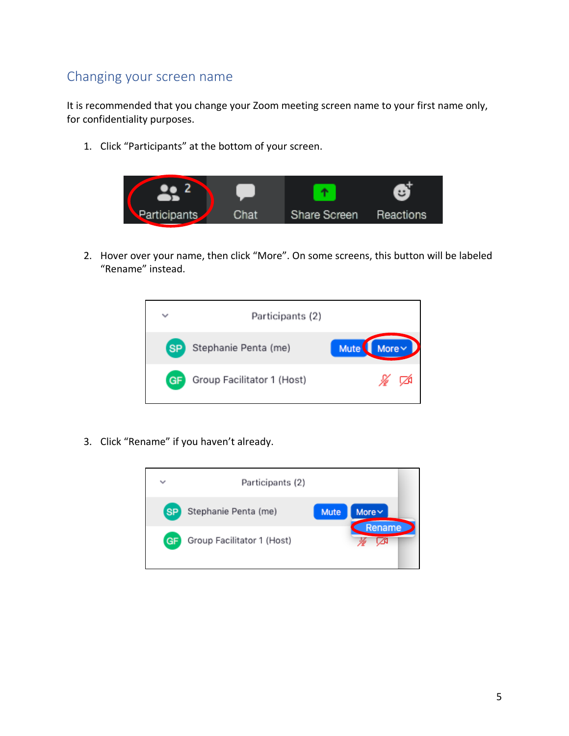## Changing your screen name

It is recommended that you change your Zoom meeting screen name to your first name only, for confidentiality purposes.

1. Click “Participants” at the bottom of your screen.

2. Hover over your name, then click “More”. On some screens, this button will be labeled “Rename” instead.

3. Click “Rename” if you haven’t already.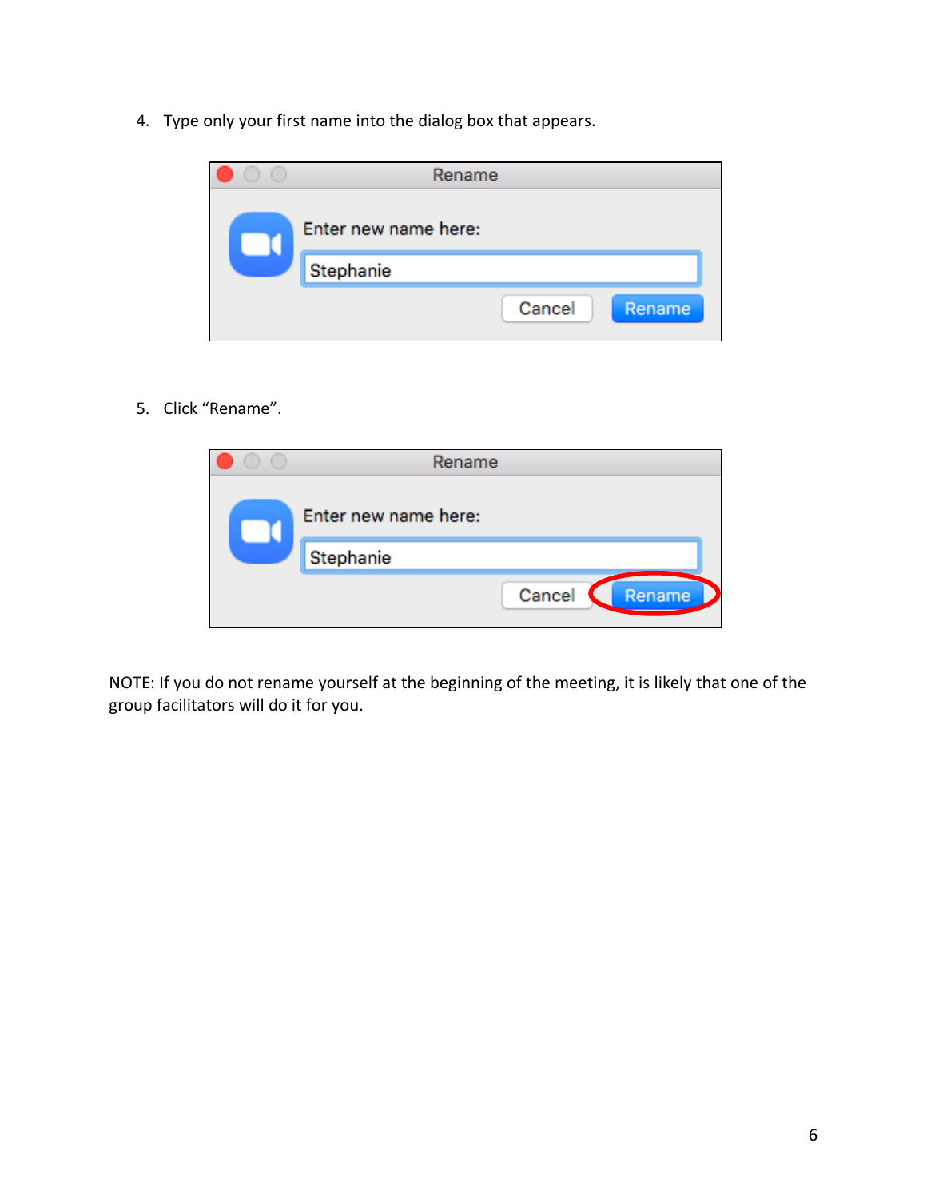4. Type only your first name into the dialog box that appears.

5. Click "Rename".

NOTE: If you do not rename yourself at the beginning of the meeting, it is likely that one of the group facilitators will do it for you.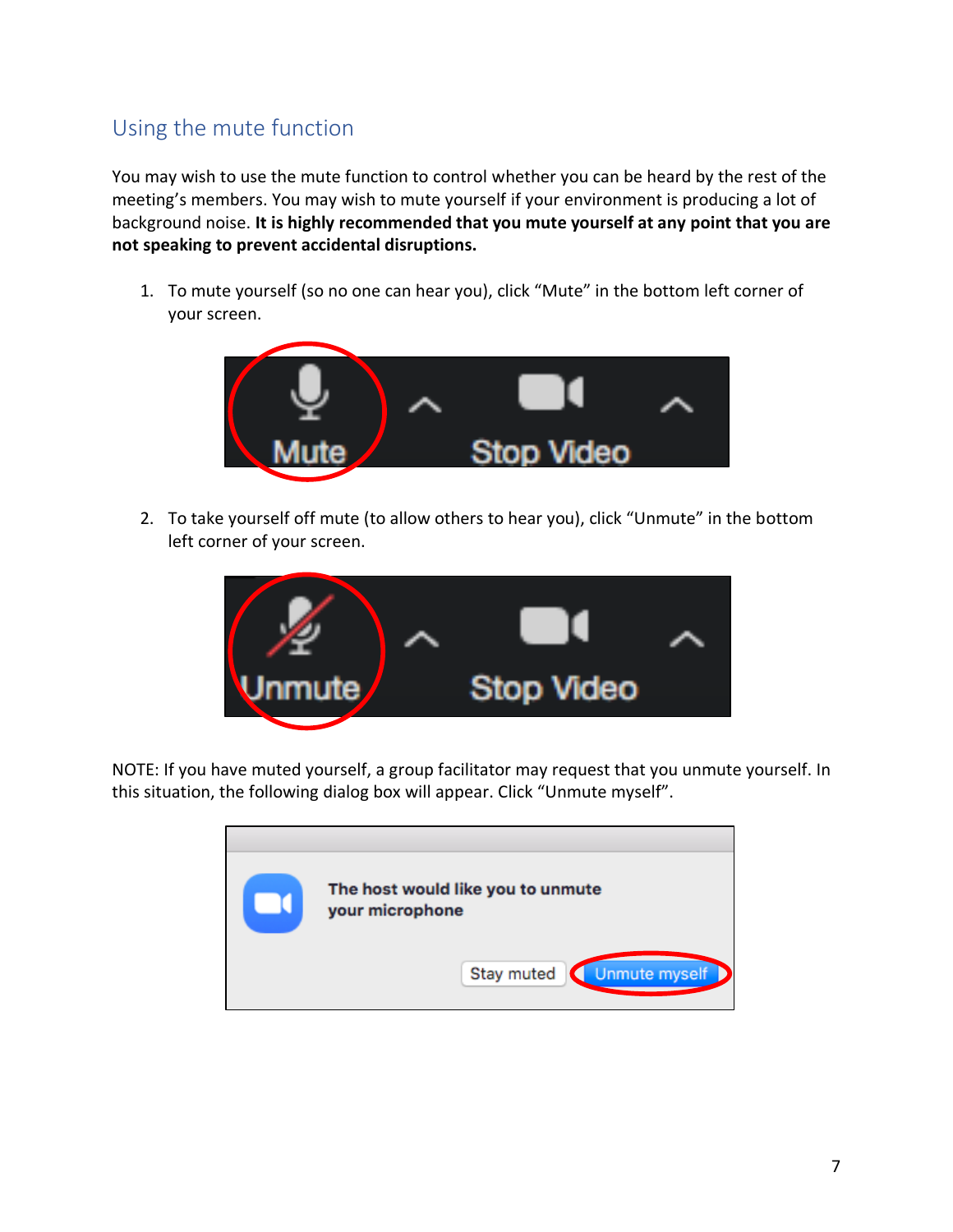## Using the mute function

You may wish to use the mute function to control whether you can be heard by the rest of the meeting's members. You may wish to mute yourself if your environment is producing a lot of background noise. **It is highly recommended that you mute yourself at any point that you are not speaking to prevent accidental disruptions.**

1. To mute yourself (so no one can hear you), click "Mute" in the bottom left corner of your screen.

2. To take yourself off mute (to allow others to hear you), click "Unmute" in the bottom left corner of your screen.

NOTE: If you have muted yourself, a group facilitator may request that you unmute yourself. In this situation, the following dialog box will appear. Click "Unmute myself".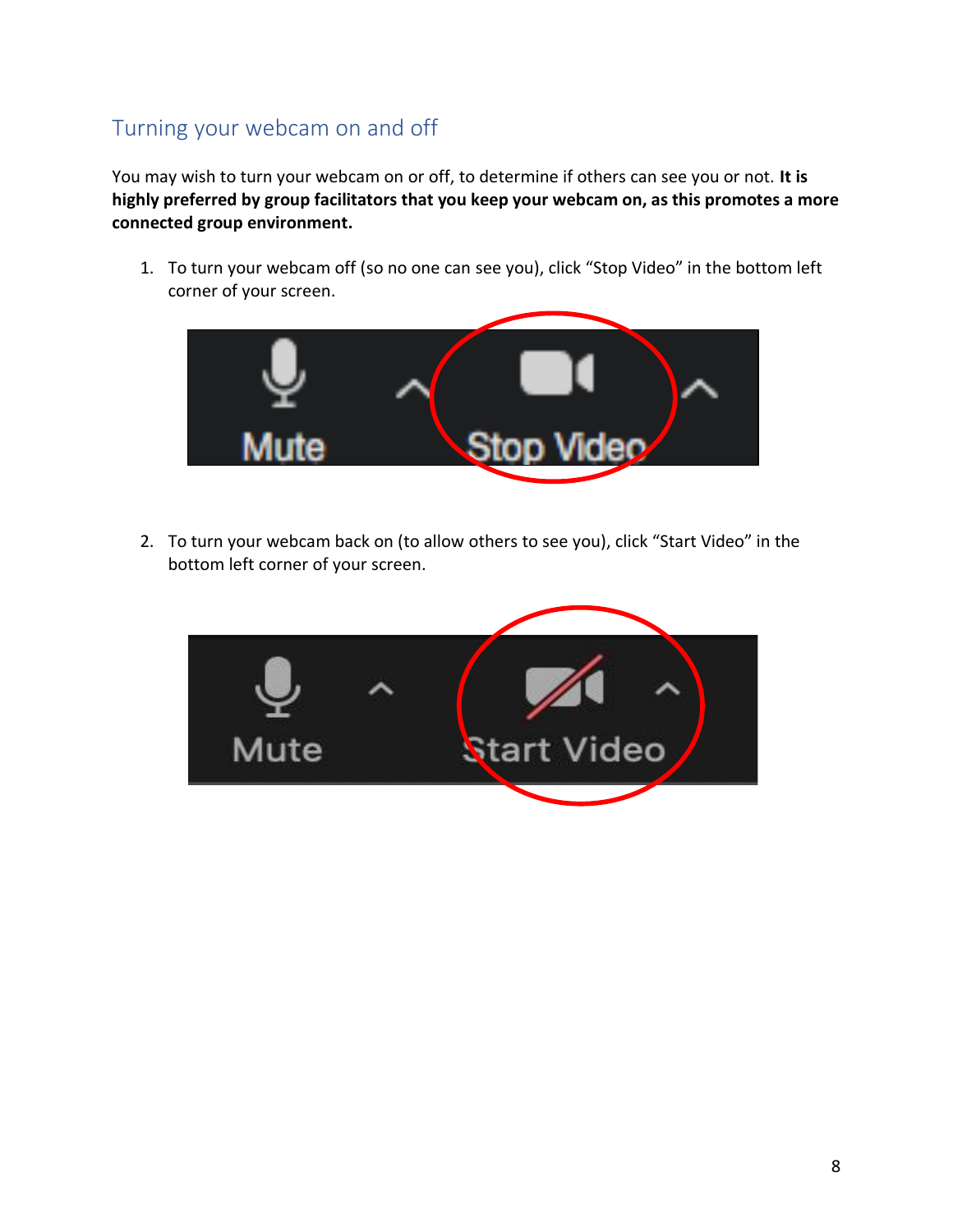## Turning your webcam on and off

You may wish to turn your webcam on or off, to determine if others can see you or not. **It is highly preferred by group facilitators that you keep your webcam on, as this promotes a more connected group environment.**

1. To turn your webcam off (so no one can see you), click "Stop Video" in the bottom left corner of your screen.

2. To turn your webcam back on (to allow others to see you), click "Start Video" in the bottom left corner of your screen.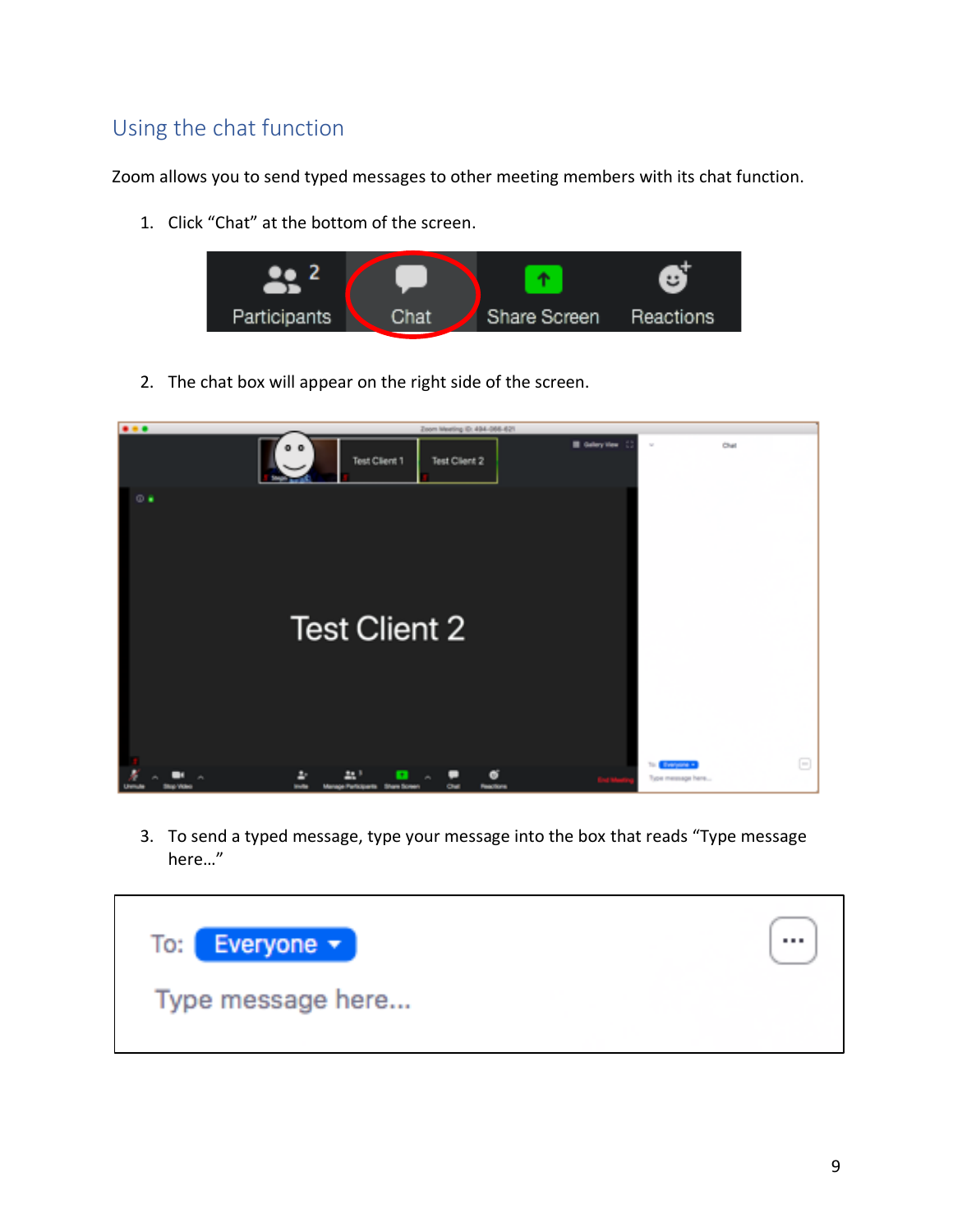## Using the chat function

Zoom allows you to send typed messages to other meeting members with its chat function.

1. Click “Chat” at the bottom of the screen.

2. The chat box will appear on the right side of the screen.

3. To send a typed message, type your message into the box that reads “Type message here…”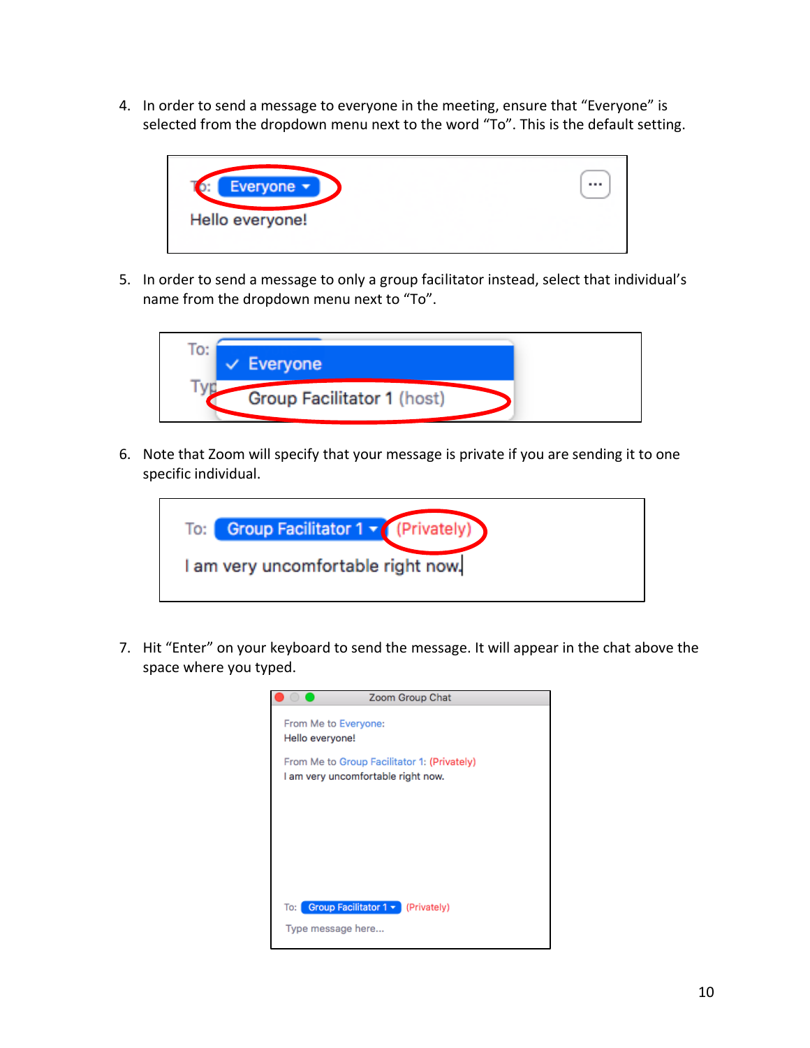4. In order to send a message to everyone in the meeting, ensure that "Everyone" is selected from the dropdown menu next to the word "To". This is the default setting.

5. In order to send a message to only a group facilitator instead, select that individual's name from the dropdown menu next to "To".

6. Note that Zoom will specify that your message is private if you are sending it to one specific individual.

7. Hit "Enter" on your keyboard to send the message. It will appear in the chat above the space where you typed.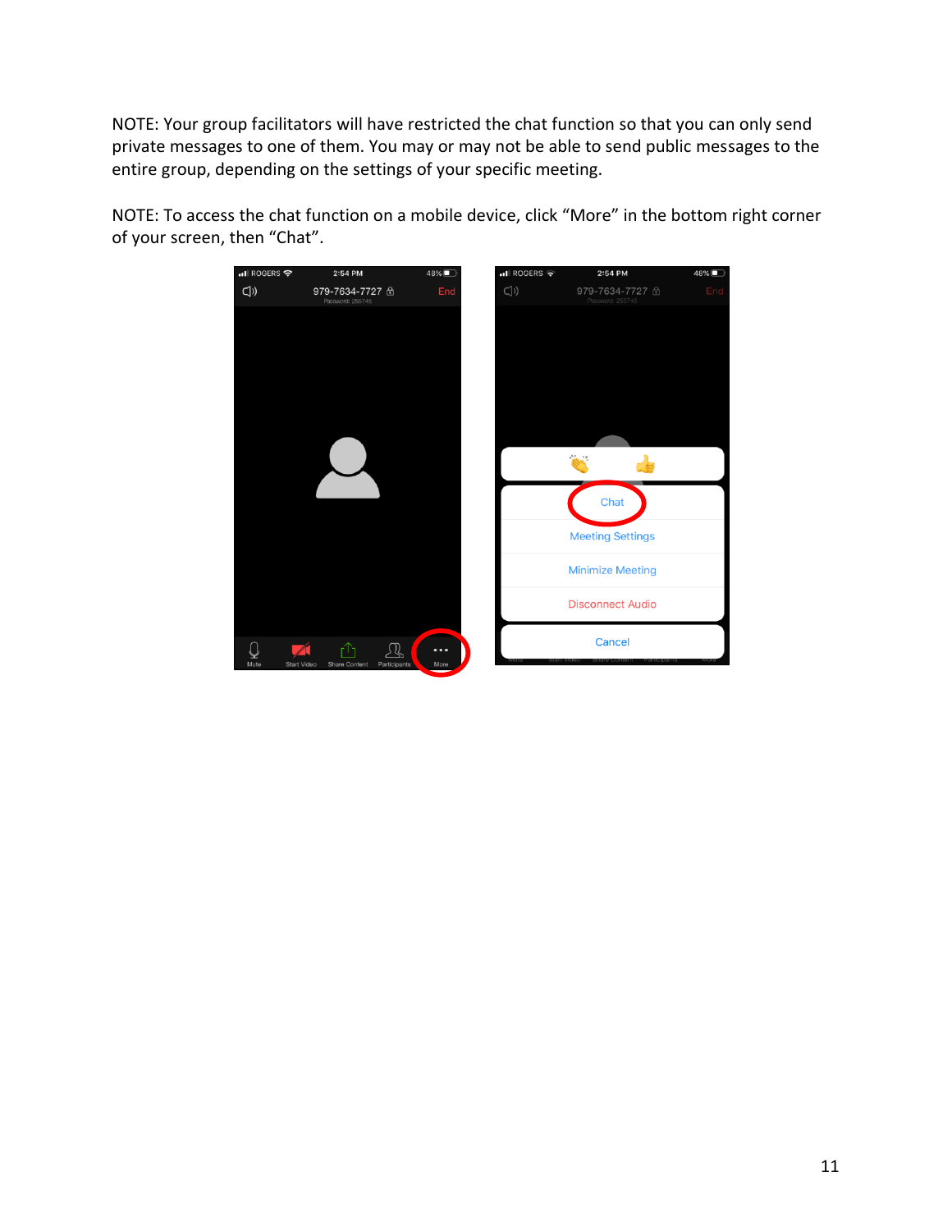NOTE: Your group facilitators will have restricted the chat function so that you can only send private messages to one of them. You may or may not be able to send public messages to the entire group, depending on the settings of your specific meeting.

NOTE: To access the chat function on a mobile device, click “More” in the bottom right corner of your screen, then “Chat”.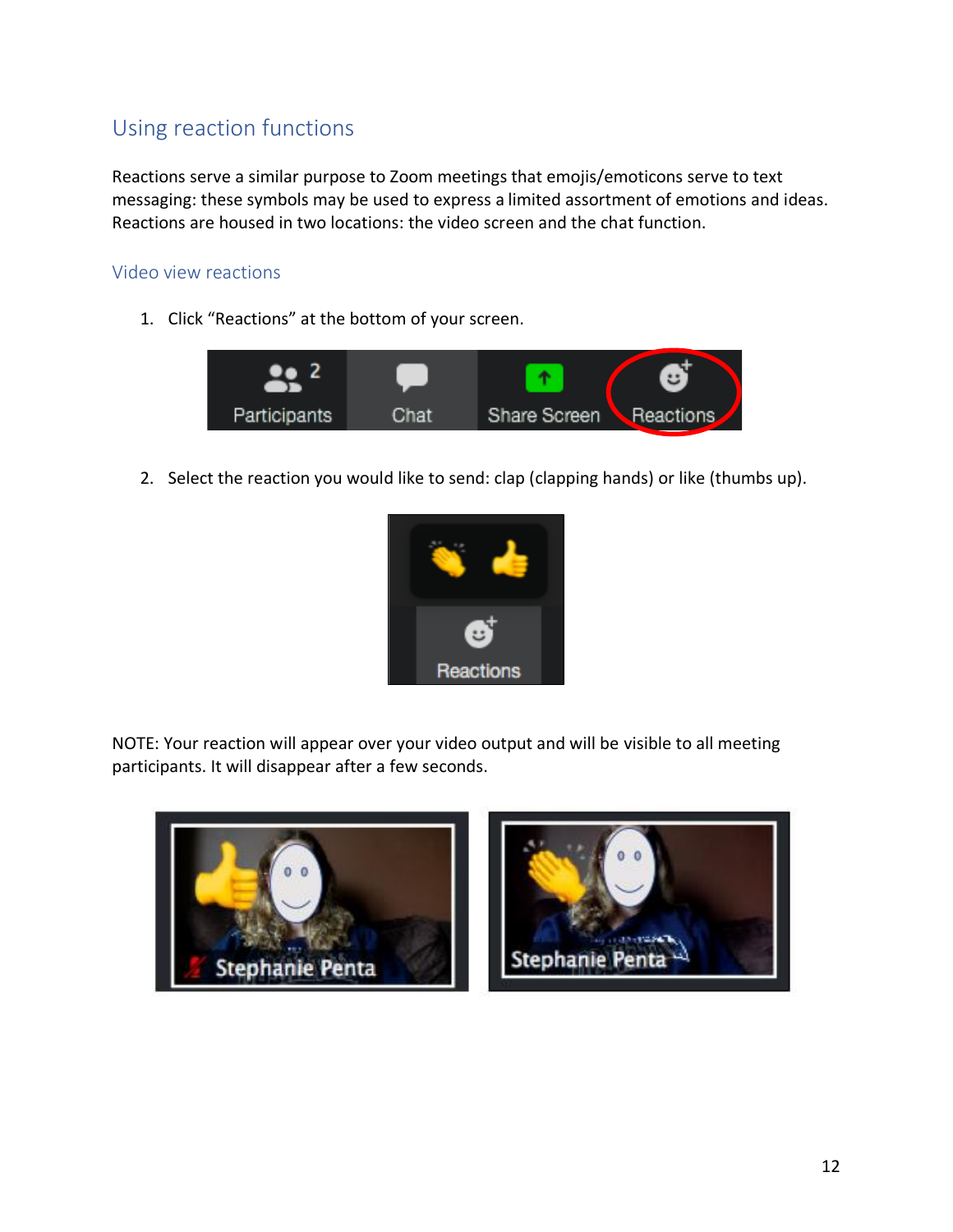## Using reaction functions

Reactions serve a similar purpose to Zoom meetings that emojis/emoticons serve to text messaging: these symbols may be used to express a limited assortment of emotions and ideas. Reactions are housed in two locations: the video screen and the chat function.

### Video view reactions

1. Click "Reactions" at the bottom of your screen.

2. Select the reaction you would like to send: clap (clapping hands) or like (thumbs up).

NOTE: Your reaction will appear over your video output and will be visible to all meeting participants. It will disappear after a few seconds.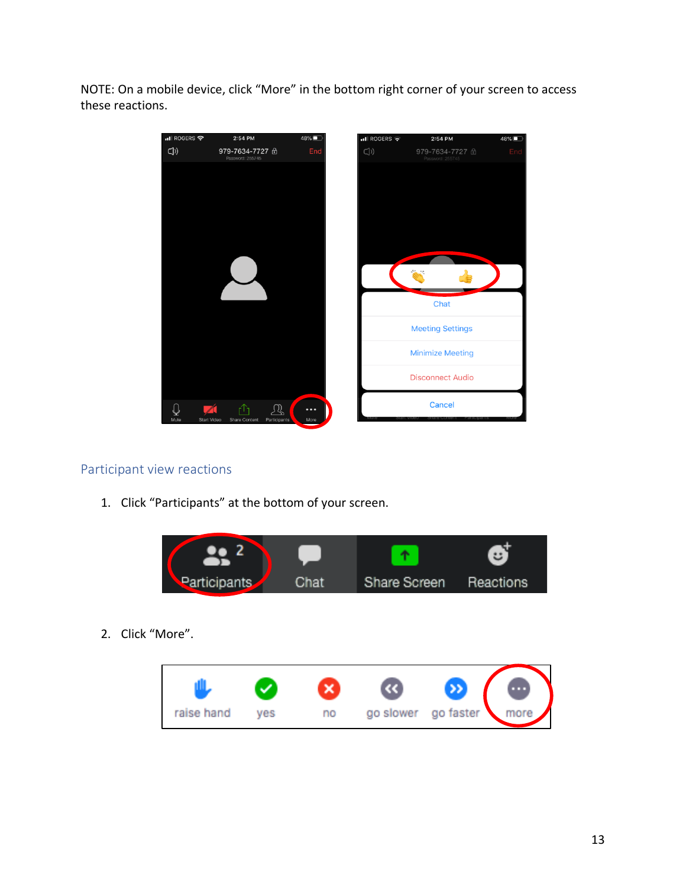NOTE: On a mobile device, click "More" in the bottom right corner of your screen to access these reactions.

## Participant view reactions

1. Click "Participants" at the bottom of your screen.

2. Click "More".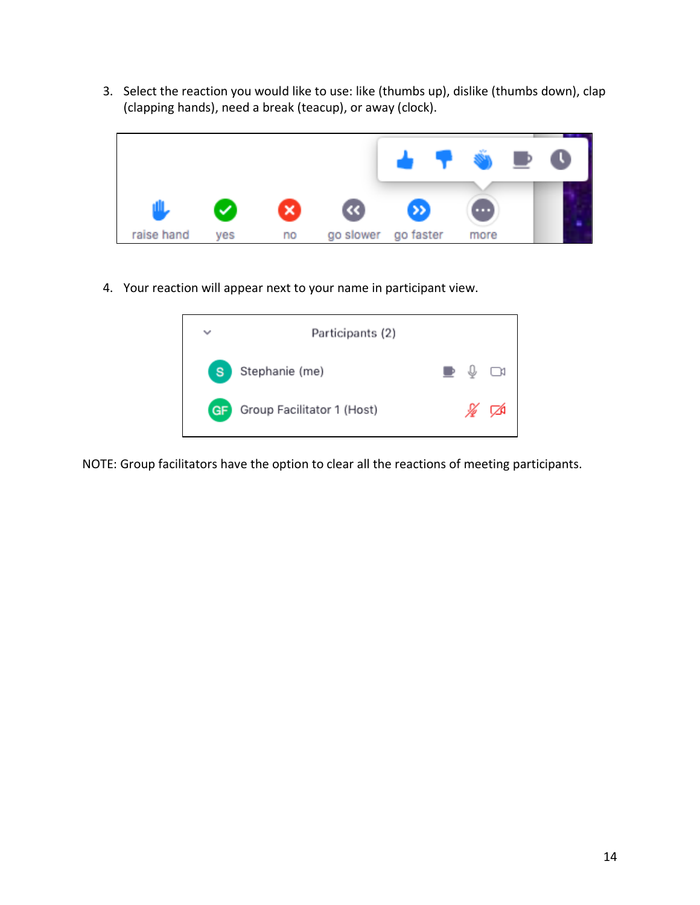3. Select the reaction you would like to use: like (thumbs up), dislike (thumbs down), clap (clapping hands), need a break (teacup), or away (clock).

4. Your reaction will appear next to your name in participant view.

NOTE: Group facilitators have the option to clear all the reactions of meeting participants.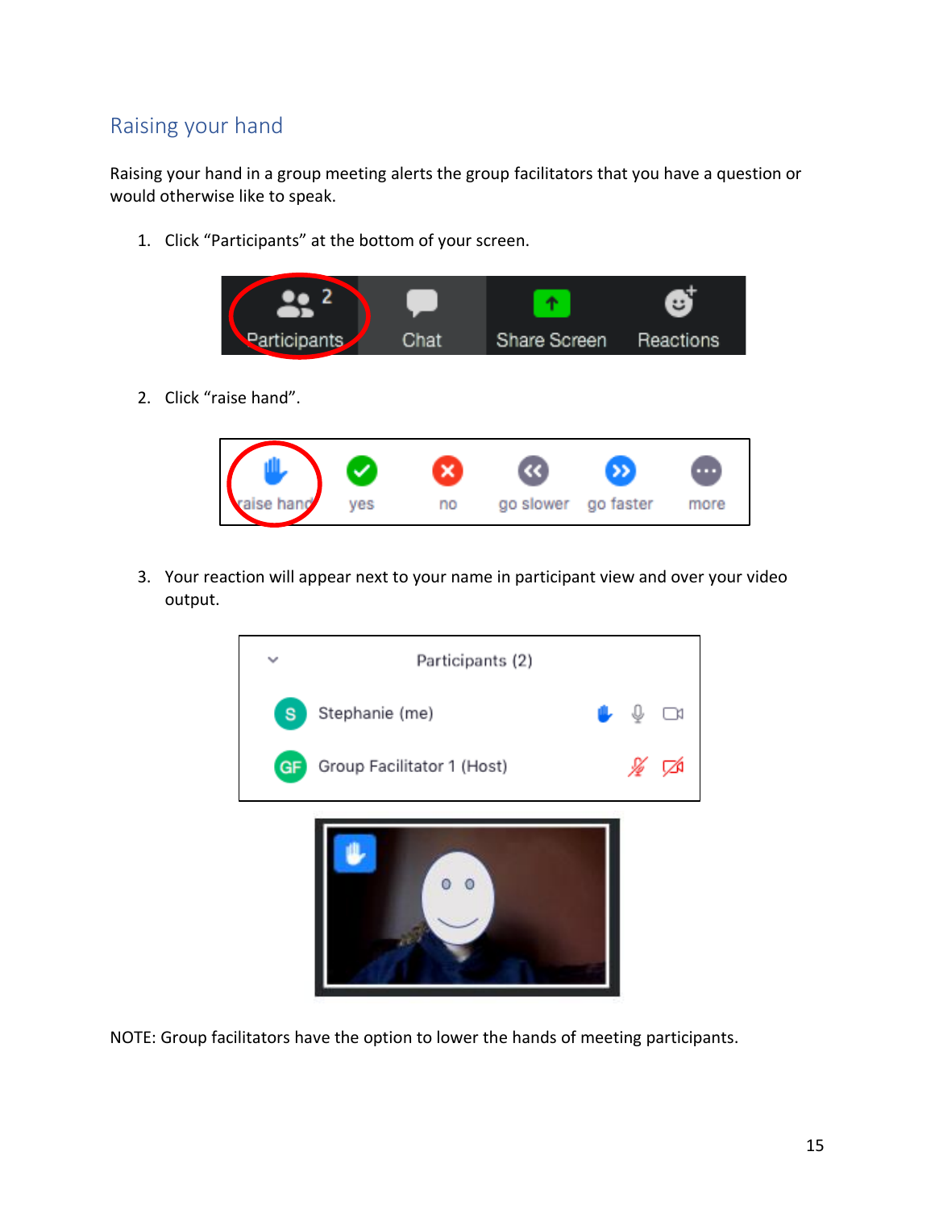## Raising your hand

Raising your hand in a group meeting alerts the group facilitators that you have a question or would otherwise like to speak.

1. Click “Participants” at the bottom of your screen.
2. Click “raise hand”.
3. Your reaction will appear next to your name in participant view and over your video output.

NOTE: Group facilitators have the option to lower the hands of meeting participants.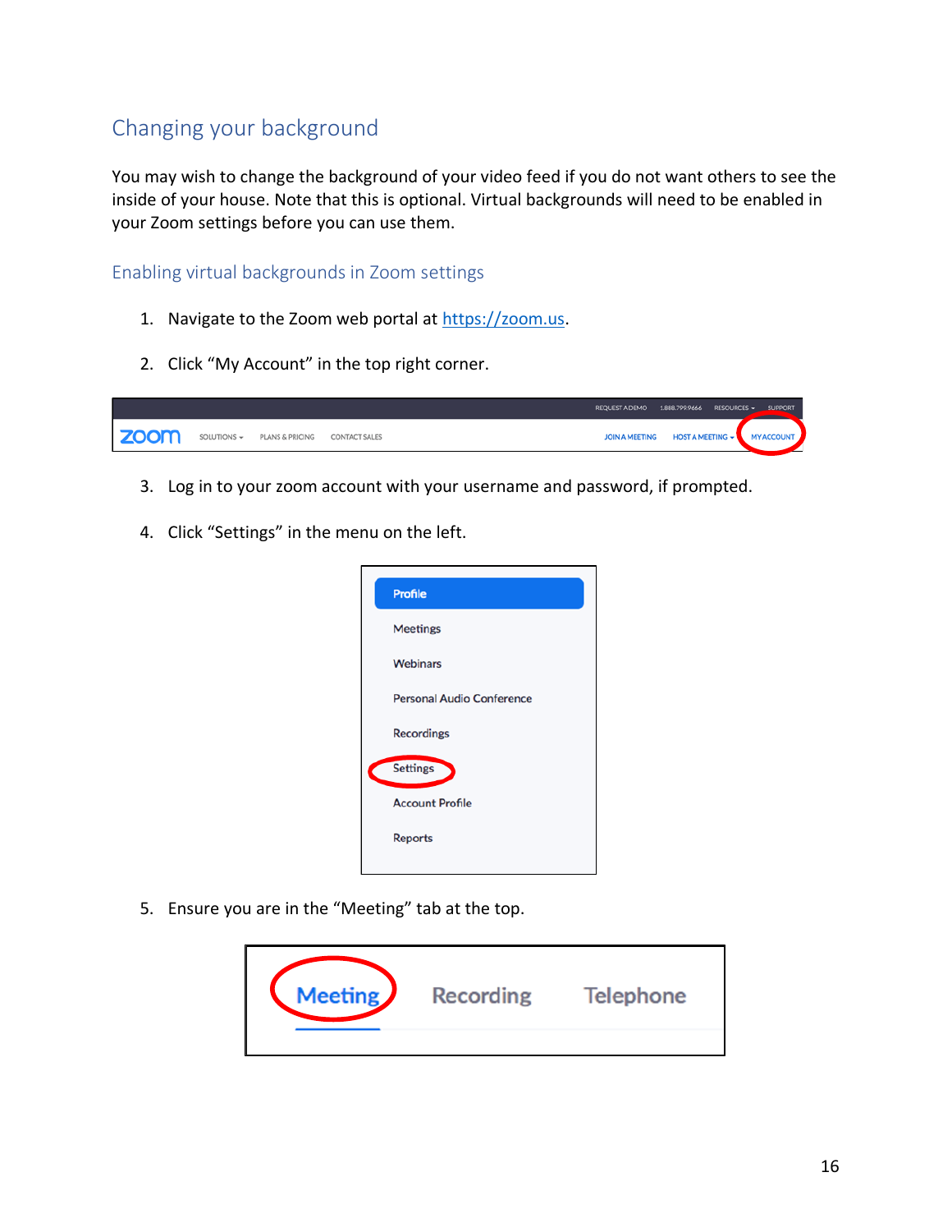## Changing your background

You may wish to change the background of your video feed if you do not want others to see the inside of your house. Note that this is optional. Virtual backgrounds will need to be enabled in your Zoom settings before you can use them.

### Enabling virtual backgrounds in Zoom settings

1. Navigate to the Zoom web portal at https://zoom.us.

2. Click "My Account" in the top right corner.

3. Log in to your zoom account with your username and password, if prompted.

4. Click "Settings" in the menu on the left.

5. Ensure you are in the "Meeting" tab at the top.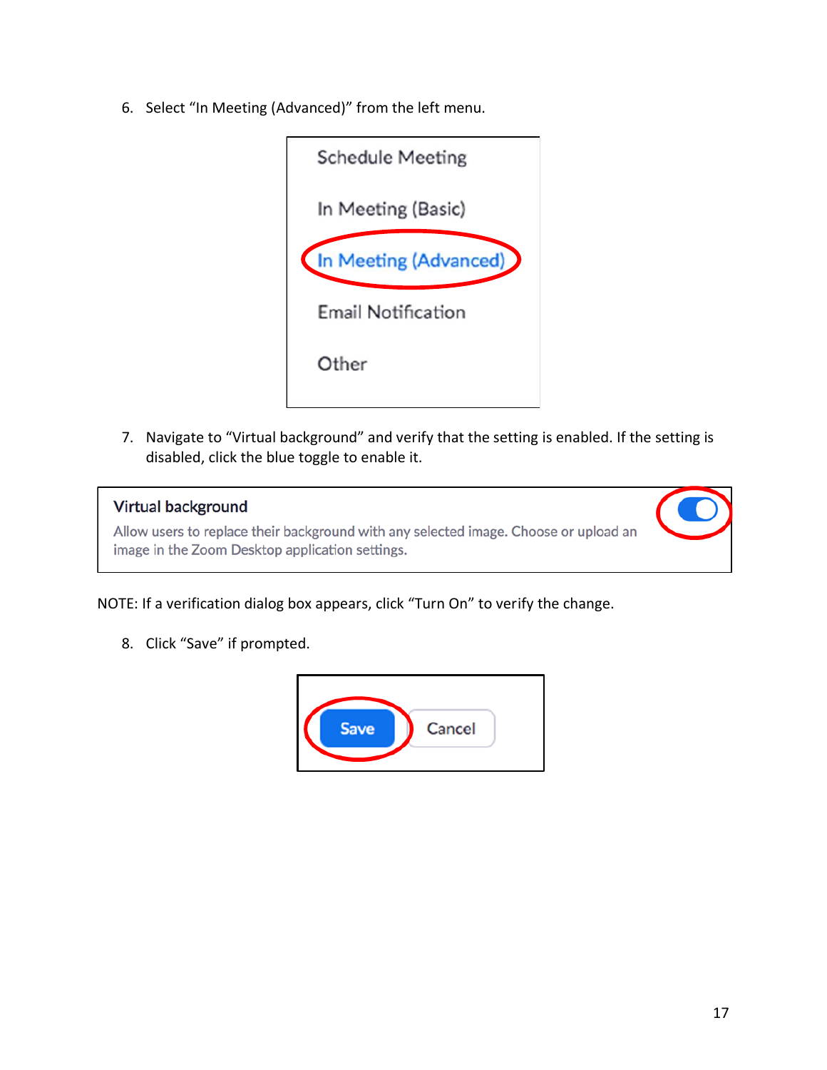6. Select "In Meeting (Advanced)" from the left menu.

Schedule Meeting

In Meeting (Basic)

In Meeting (Advanced)

Email Notification

Other

7. Navigate to "Virtual background" and verify that the setting is enabled. If the setting is disabled, click the blue toggle to enable it.

**Virtual background**

Allow users to replace their background with any selected image. Choose or upload an image in the Zoom Desktop application settings.

NOTE: If a verification dialog box appears, click "Turn On" to verify the change.

8. Click "Save" if prompted.

Save Cancel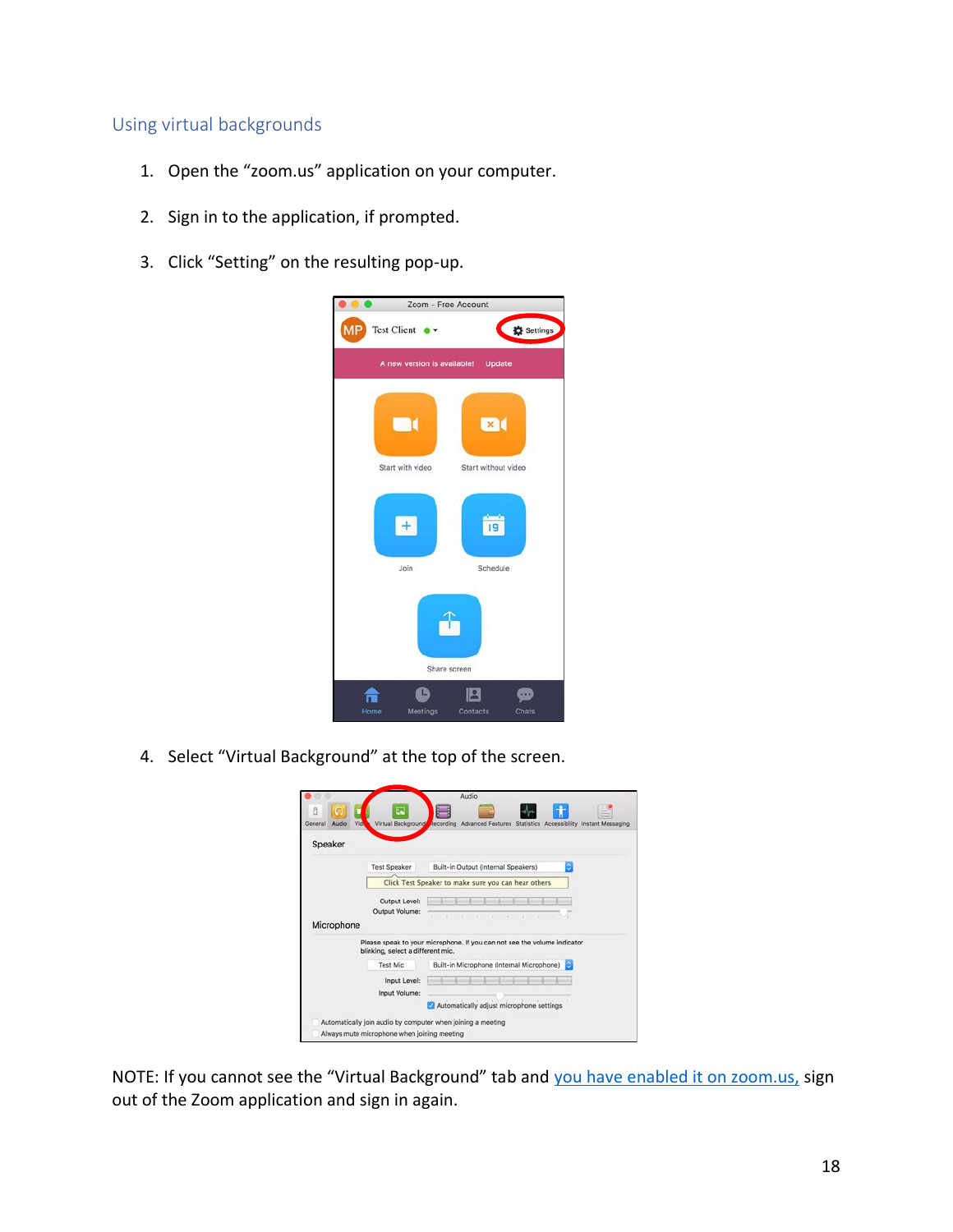## Using virtual backgrounds

1. Open the “zoom.us” application on your computer.
2. Sign in to the application, if prompted.
3. Click “Setting” on the resulting pop-up.
4. Select “Virtual Background” at the top of the screen.

NOTE: If you cannot see the “Virtual Background” tab and you have enabled it on zoom.us, sign out of the Zoom application and sign in again.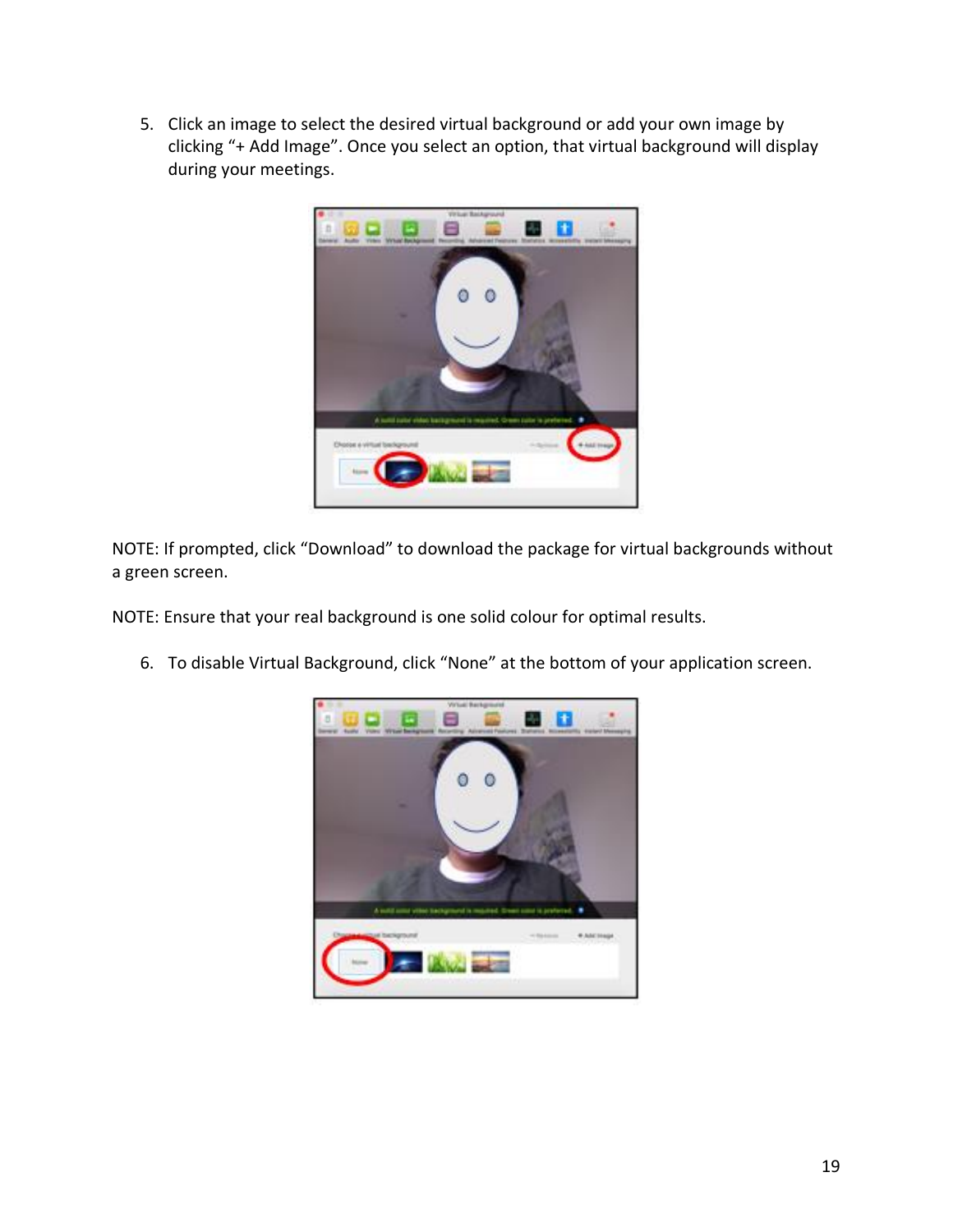5. Click an image to select the desired virtual background or add your own image by clicking “+ Add Image”. Once you select an option, that virtual background will display during your meetings.

NOTE: If prompted, click “Download” to download the package for virtual backgrounds without a green screen.

NOTE: Ensure that your real background is one solid colour for optimal results.

6. To disable Virtual Background, click “None” at the bottom of your application screen.